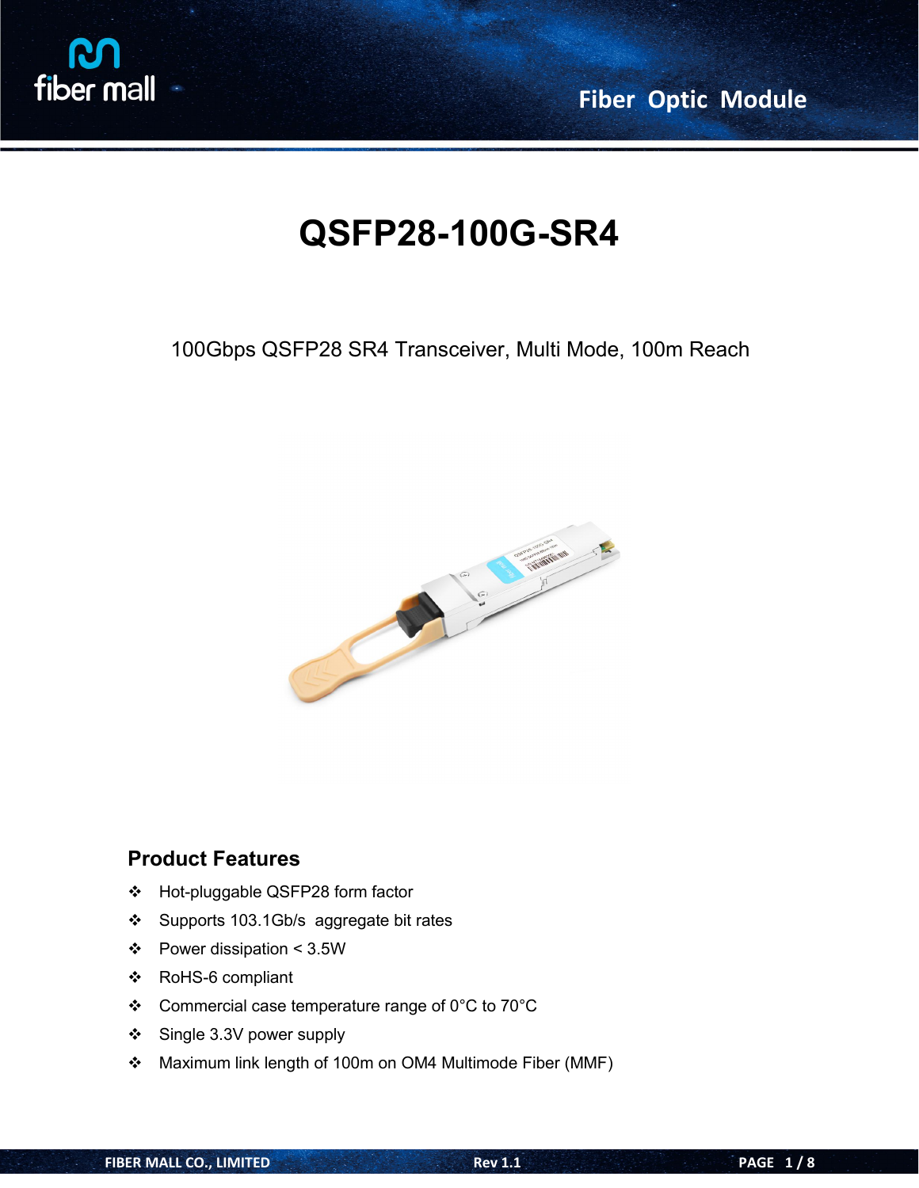# QSFP28-100G-SR4

100Gbps QSFP28 SR4 Transceiver, Multi Mode, 100m Reach

## Product Features

- Hot-pluggable QSFP28 form factor
- Supports 103.1Gb/s aggregate bit rates
- Power dissipation < 3.5W
- RoHS-6 compliant
- Commercial case temperature range of 0°C to 70°C
- Single 3.3V power supply
- Maximum link length of 100m on OM4 Multimode Fiber (MMF)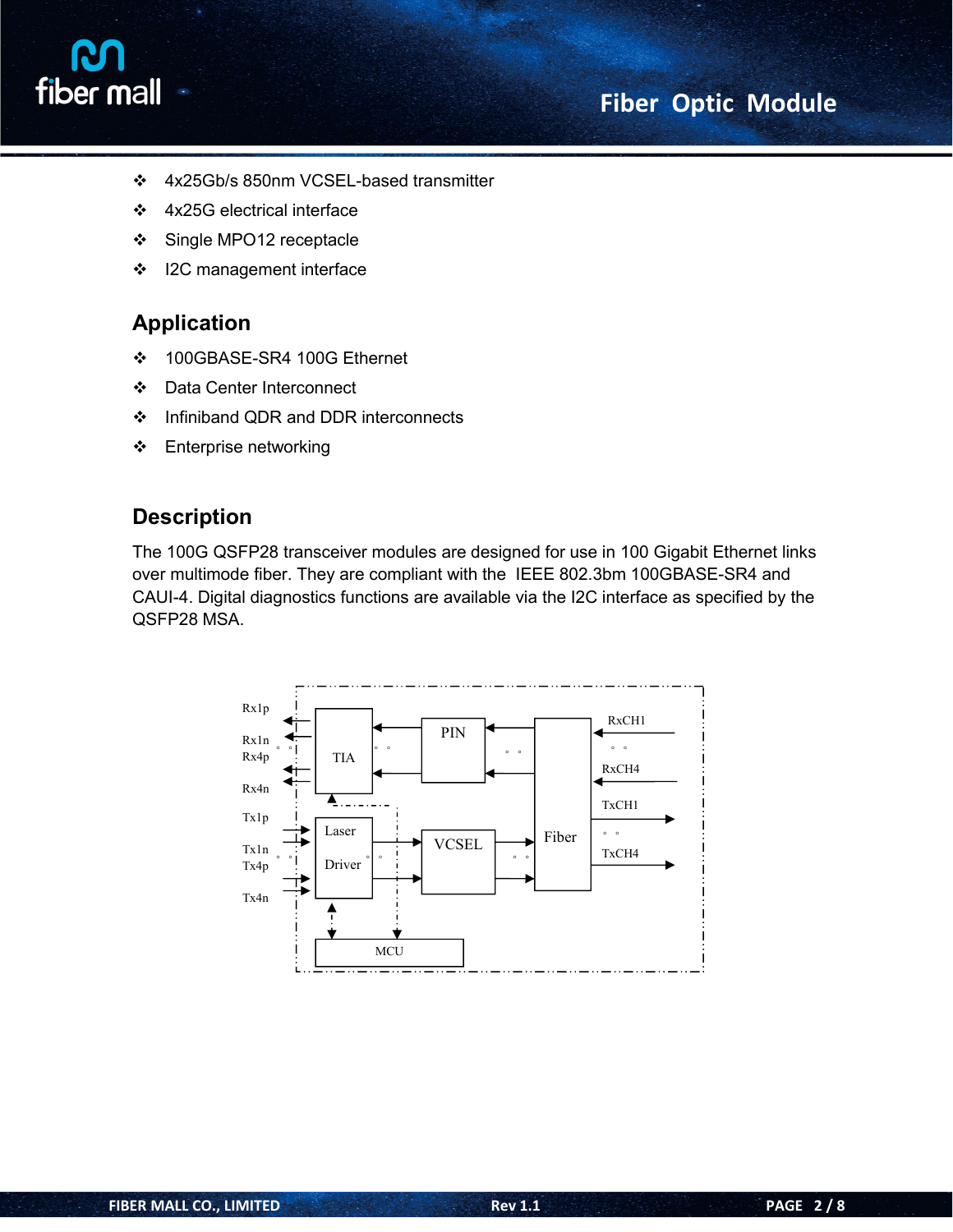- 4x25Gb/s 850nm VCSEL-based transmitter
- 4x25G electrical interface
- Single MPO12 receptacle
- I2C management interface

## Application

- 100GBASE-SR4 100G Ethernet
- Data Center Interconnect
- Infiniband QDR and DDR interconnects
- Enterprise networking

## Description

The 100G QSFP28 transceiver modules are designed for use in 100 Gigabit Ethernet links over multimode fiber. They are compliant with the IEEE 802.3bm 100GBASE-SR4 and CAUI-4. Digital diagnostics functions are available via the I2C interface as specified by the QSFP28 MSA.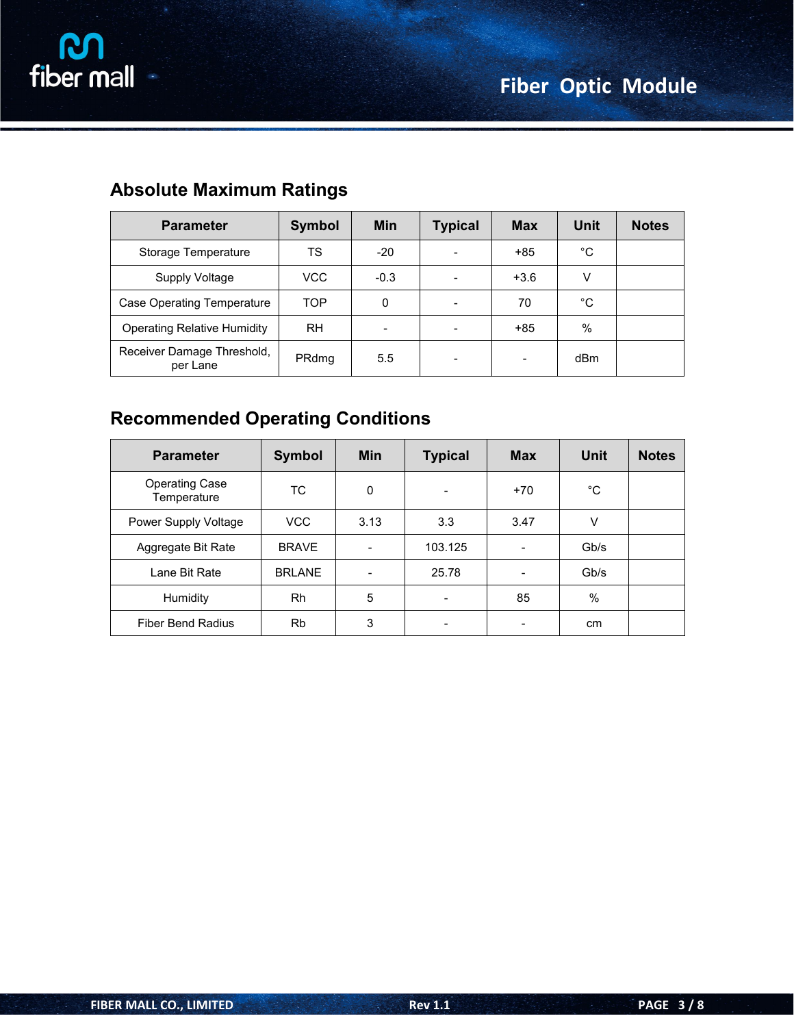## Absolute Maximum Ratings

| Parameter | Symbol | Min | Typical | Max | Unit | Notes |
|---|---|---|---|---|---|---|
| Storage Temperature | TS | -20 | - | +85 | °C | |
| Supply Voltage | VCC | -0.3 | - | +3.6 | V | |
| Case Operating Temperature | TOP | 0 | - | 70 | °C | |
| Operating Relative Humidity | RH | - | - | +85 | % | |
| Receiver Damage Threshold, per Lane | PRdmg | 5.5 | - | - | dBm | |

## Recommended Operating Conditions

| Parameter | Symbol | Min | Typical | Max | Unit | Notes |
|---|---|---|---|---|---|---|
| Operating Case Temperature | TC | 0 | - | +70 | °C | |
| Power Supply Voltage | VCC | 3.13 | 3.3 | 3.47 | V | |
| Aggregate Bit Rate | BRAVE | - | 103.125 | - | Gb/s | |
| Lane Bit Rate | BRLANE | - | 25.78 | - | Gb/s | |
| Humidity | Rh | 5 | - | 85 | % | |
| Fiber Bend Radius | Rb | 3 | - | - | cm | |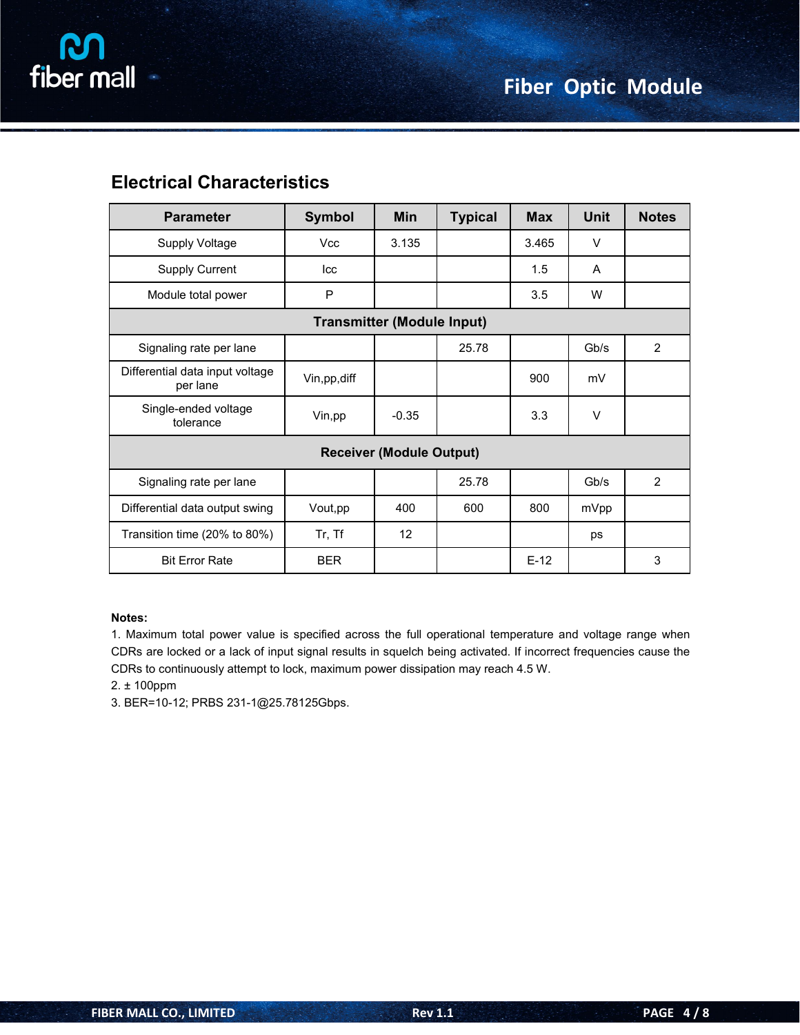## Electrical Characteristics

| Parameter | Symbol | Min | Typical | Max | Unit | Notes |
|---|---|---|---|---|---|---|
| Supply Voltage | Vcc | 3.135 | | 3.465 | V | |
| Supply Current | Icc | | | 1.5 | A | |
| Module total power | P | | | 3.5 | W | |
| **Transmitter (Module Input)** | | | | | | |
| Signaling rate per lane | | | 25.78 | | Gb/s | 2 |
| Differential data input voltage per lane | Vin,pp,diff | | | 900 | mV | |
| Single-ended voltage tolerance | Vin,pp | -0.35 | | 3.3 | V | |
| **Receiver (Module Output)** | | | | | | |
| Signaling rate per lane | | | 25.78 | | Gb/s | 2 |
| Differential data output swing | Vout,pp | 400 | 600 | 800 | mVpp | |
| Transition time (20% to 80%) | Tr, Tf | 12 | | | ps | |
| Bit Error Rate | BER | | | E-12 | | 3 |

**Notes:**

1. Maximum total power value is specified across the full operational temperature and voltage range when CDRs are locked or a lack of input signal results in squelch being activated. If incorrect frequencies cause the CDRs to continuously attempt to lock, maximum power dissipation may reach 4.5 W.
2. ± 100ppm
3. BER=10-12; PRBS 231-1@25.78125Gbps.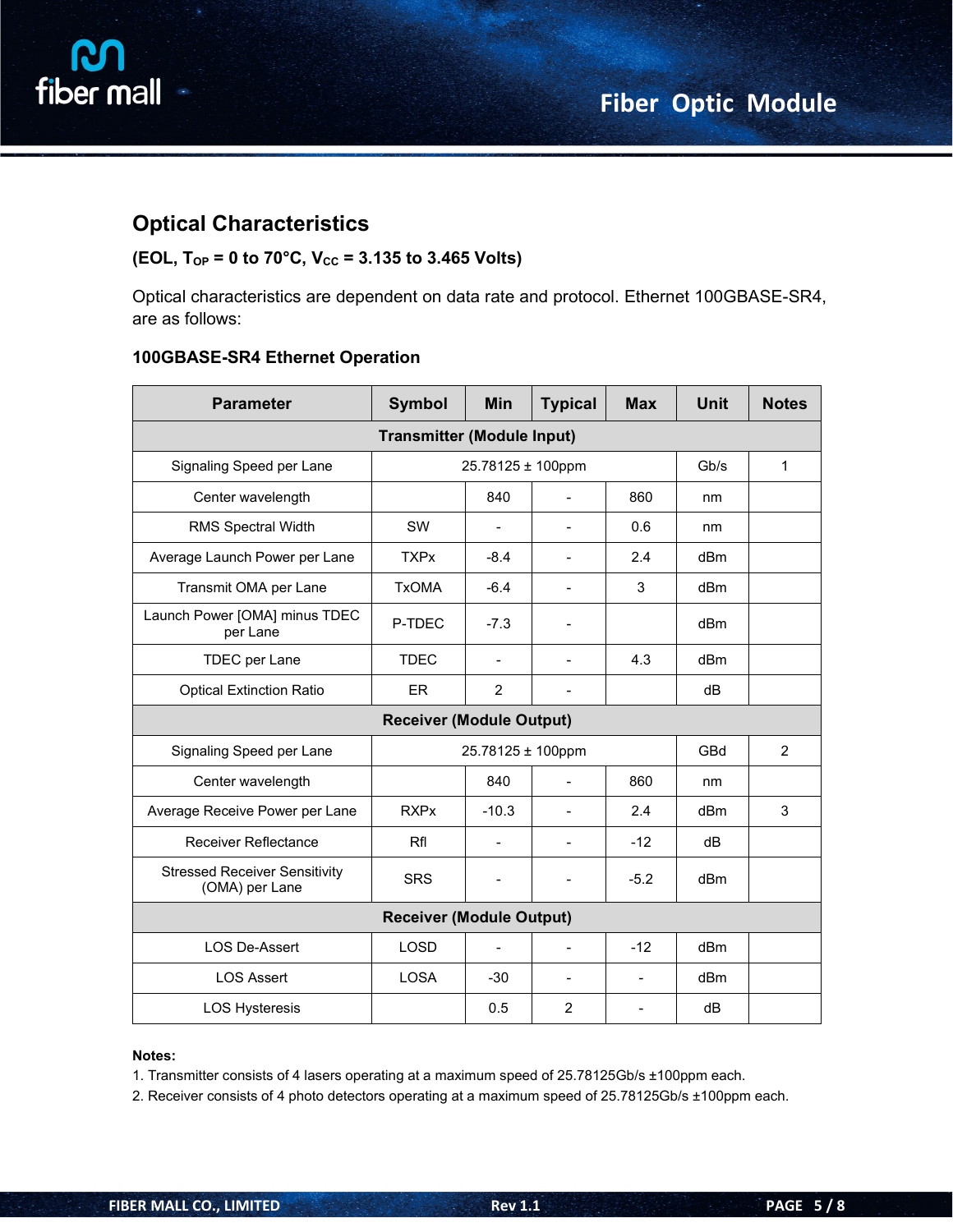## Optical Characteristics

**(EOL, $T_{OP}$ = 0 to 70°C, $V_{CC}$ = 3.135 to 3.465 Volts)**

Optical characteristics are dependent on data rate and protocol. Ethernet 100GBASE-SR4, are as follows:

### 100GBASE-SR4 Ethernet Operation

| Parameter | Symbol | Min | Typical | Max | Unit | Notes |
|---|---|---|---|---|---|---|
| **Transmitter (Module Input)** | | | | | | |
| Signaling Speed per Lane | 25.78125 ± 100ppm | | | | Gb/s | 1 |
| Center wavelength | | 840 | - | 860 | nm | |
| RMS Spectral Width | SW | - | - | 0.6 | nm | |
| Average Launch Power per Lane | TXPx | -8.4 | - | 2.4 | dBm | |
| Transmit OMA per Lane | TxOMA | -6.4 | - | 3 | dBm | |
| Launch Power [OMA] minus TDEC per Lane | P-TDEC | -7.3 | - | | dBm | |
| TDEC per Lane | TDEC | - | - | 4.3 | dBm | |
| Optical Extinction Ratio | ER | 2 | - | | dB | |
| **Receiver (Module Output)** | | | | | | |
| Signaling Speed per Lane | 25.78125 ± 100ppm | | | | GBd | 2 |
| Center wavelength | | 840 | - | 860 | nm | |
| Average Receive Power per Lane | RXPx | -10.3 | - | 2.4 | dBm | 3 |
| Receiver Reflectance | Rfl | - | - | -12 | dB | |
| Stressed Receiver Sensitivity (OMA) per Lane | SRS | - | - | -5.2 | dBm | |
| **Receiver (Module Output)** | | | | | | |
| LOS De-Assert | LOSD | - | - | -12 | dBm | |
| LOS Assert | LOSA | -30 | - | - | dBm | |
| LOS Hysteresis | | 0.5 | 2 | - | dB | |

**Notes:**

1. Transmitter consists of 4 lasers operating at a maximum speed of 25.78125Gb/s ±100ppm each.
2. Receiver consists of 4 photo detectors operating at a maximum speed of 25.78125Gb/s ±100ppm each.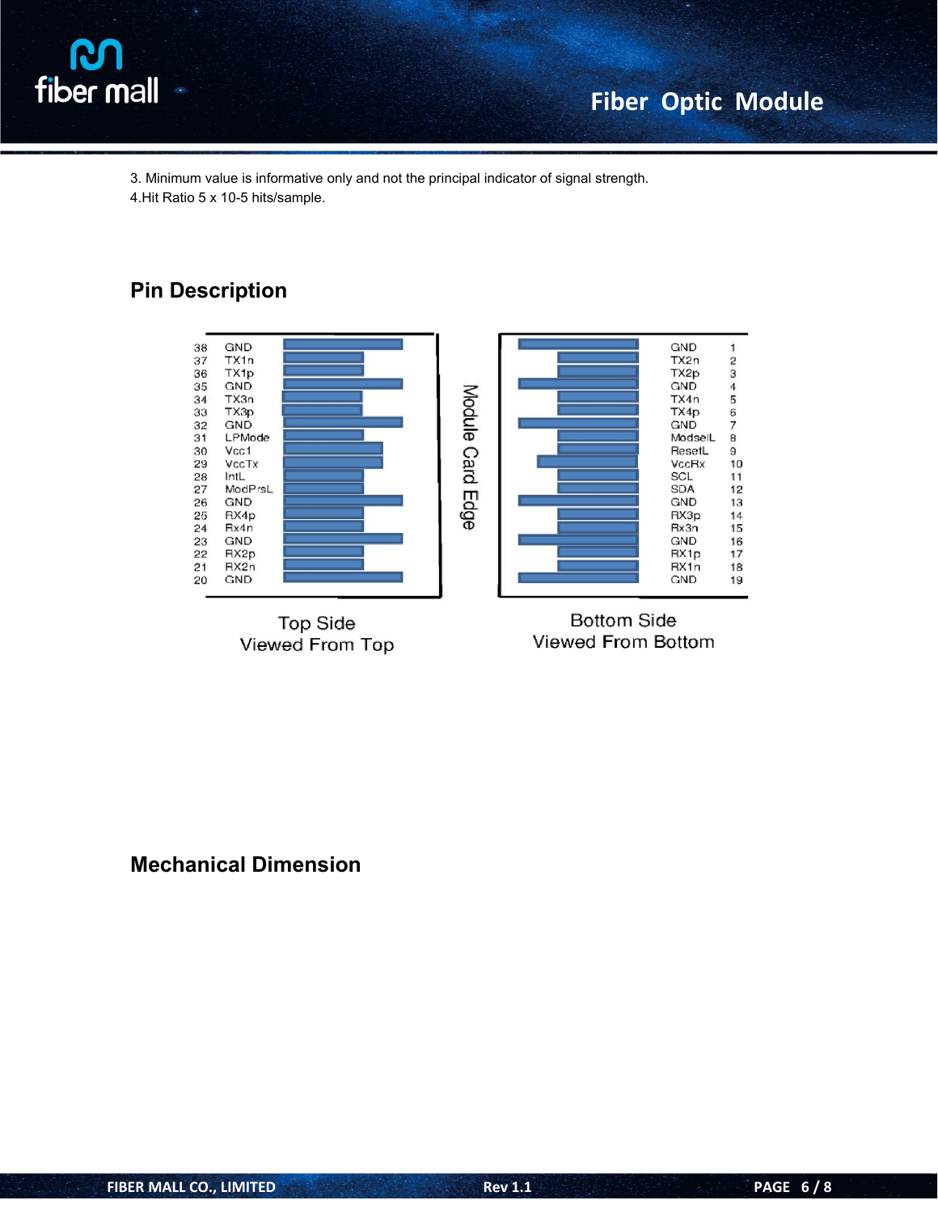3. Minimum value is informative only and not the principal indicator of signal strength.

4.Hit Ratio 5 x 10-5 hits/sample.

## Pin Description

| Pin | Top Side |
|---|---|
| 38 | GND |
| 37 | TX1n |
| 36 | TX1p |
| 35 | GND |
| 34 | TX3n |
| 33 | TX3p |
| 32 | GND |
| 31 | LPMode |
| 30 | Vcc1 |
| 29 | VccTx |
| 28 | IntL |
| 27 | ModPrsL |
| 26 | GND |
| 25 | RX4p |
| 24 | Rx4n |
| 23 | GND |
| 22 | RX2p |
| 21 | RX2n |
| 20 | GND |

| Bottom Side | Pin |
|---|---|
| GND | 1 |
| TX2n | 2 |
| TX2p | 3 |
| GND | 4 |
| TX4n | 5 |
| TX4p | 6 |
| GND | 7 |
| ModselL | 8 |
| ResetL | 9 |
| VccRx | 10 |
| SCL | 11 |
| SDA | 12 |
| GND | 13 |
| RX3p | 14 |
| Rx3n | 15 |
| GND | 16 |
| RX1p | 17 |
| RX1n | 18 |
| GND | 19 |

Module Card Edge

Top Side
Viewed From Top

Bottom Side
Viewed From Bottom

## Mechanical Dimension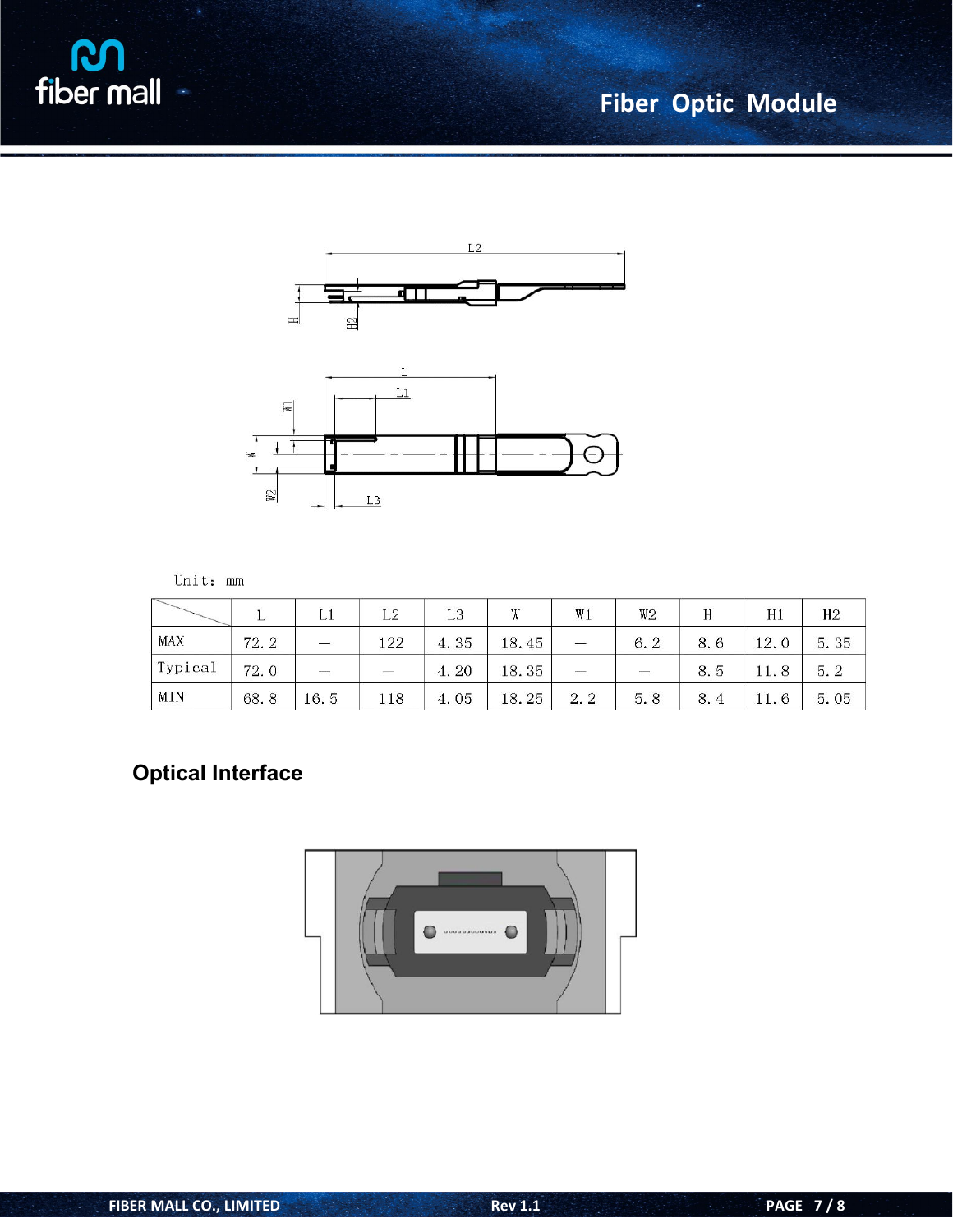Unit: mm

| | L | L1 | L2 | L3 | W | W1 | W2 | H | H1 | H2 |
|---|---|---|---|---|---|---|---|---|---|---|
| MAX | 72.2 | — | 122 | 4.35 | 18.45 | — | 6.2 | 8.6 | 12.0 | 5.35 |
| Typical | 72.0 | — | — | 4.20 | 18.35 | — | — | 8.5 | 11.8 | 5.2 |
| MIN | 68.8 | 16.5 | 118 | 4.05 | 18.25 | 2.2 | 5.8 | 8.4 | 11.6 | 5.05 |

## Optical Interface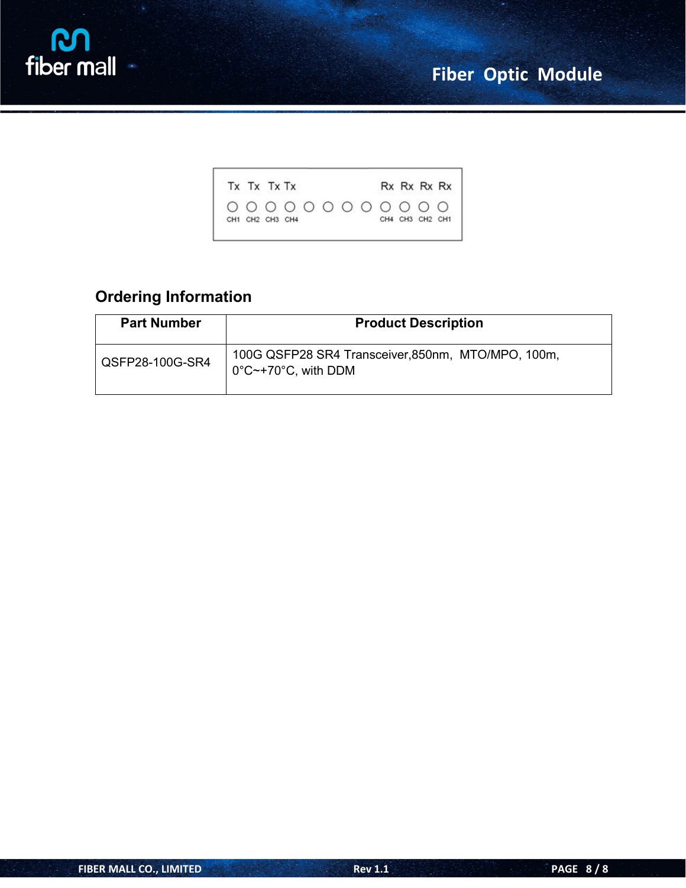Tx Tx Tx Tx Rx Rx Rx Rx

CH1 CH2 CH3 CH4 CH4 CH3 CH2 CH1

## Ordering Information

| Part Number | Product Description |
|---|---|
| QSFP28-100G-SR4 | 100G QSFP28 SR4 Transceiver,850nm, MTO/MPO, 100m, 0°C~+70°C, with DDM |